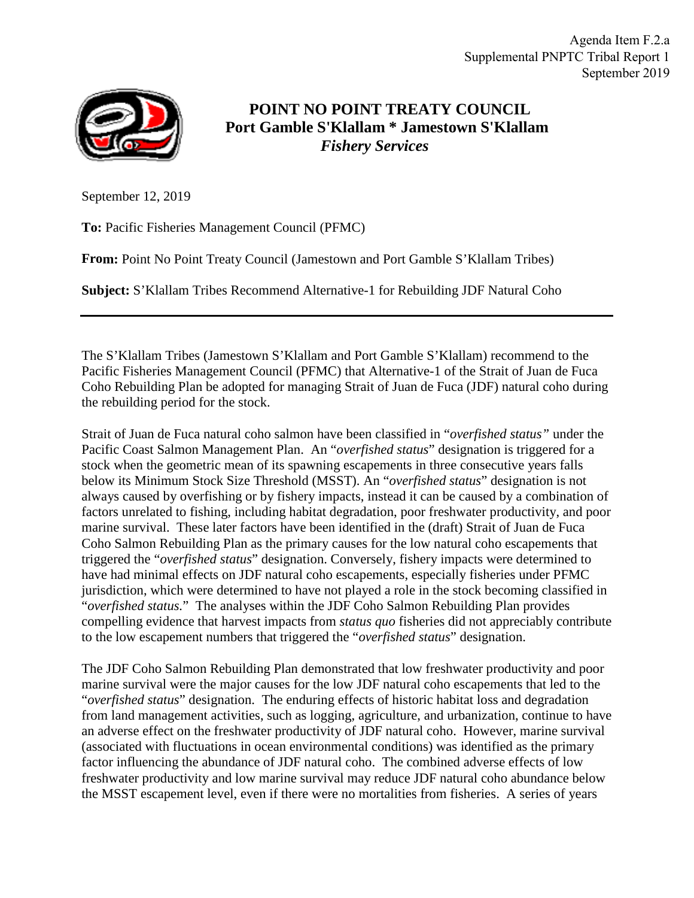Agenda Item F.2.a
Supplemental PNPTC Tribal Report 1
September 2019

# POINT NO POINT TREATY COUNCIL
## Port Gamble S'Klallam * Jamestown S'Klallam
### *Fishery Services*

September 12, 2019

**To:** Pacific Fisheries Management Council (PFMC)

**From:** Point No Point Treaty Council (Jamestown and Port Gamble S'Klallam Tribes)

**Subject:** S'Klallam Tribes Recommend Alternative-1 for Rebuilding JDF Natural Coho

---

The S'Klallam Tribes (Jamestown S'Klallam and Port Gamble S'Klallam) recommend to the Pacific Fisheries Management Council (PFMC) that Alternative-1 of the Strait of Juan de Fuca Coho Rebuilding Plan be adopted for managing Strait of Juan de Fuca (JDF) natural coho during the rebuilding period for the stock.

Strait of Juan de Fuca natural coho salmon have been classified in "*overfished status*" under the Pacific Coast Salmon Management Plan. An "*overfished status*" designation is triggered for a stock when the geometric mean of its spawning escapements in three consecutive years falls below its Minimum Stock Size Threshold (MSST). An "*overfished status*" designation is not always caused by overfishing or by fishery impacts, instead it can be caused by a combination of factors unrelated to fishing, including habitat degradation, poor freshwater productivity, and poor marine survival. These later factors have been identified in the (draft) Strait of Juan de Fuca Coho Salmon Rebuilding Plan as the primary causes for the low natural coho escapements that triggered the "*overfished status*" designation. Conversely, fishery impacts were determined to have had minimal effects on JDF natural coho escapements, especially fisheries under PFMC jurisdiction, which were determined to have not played a role in the stock becoming classified in "*overfished status.*" The analyses within the JDF Coho Salmon Rebuilding Plan provides compelling evidence that harvest impacts from *status quo* fisheries did not appreciably contribute to the low escapement numbers that triggered the "*overfished status*" designation.

The JDF Coho Salmon Rebuilding Plan demonstrated that low freshwater productivity and poor marine survival were the major causes for the low JDF natural coho escapements that led to the "*overfished status*" designation. The enduring effects of historic habitat loss and degradation from land management activities, such as logging, agriculture, and urbanization, continue to have an adverse effect on the freshwater productivity of JDF natural coho. However, marine survival (associated with fluctuations in ocean environmental conditions) was identified as the primary factor influencing the abundance of JDF natural coho. The combined adverse effects of low freshwater productivity and low marine survival may reduce JDF natural coho abundance below the MSST escapement level, even if there were no mortalities from fisheries. A series of years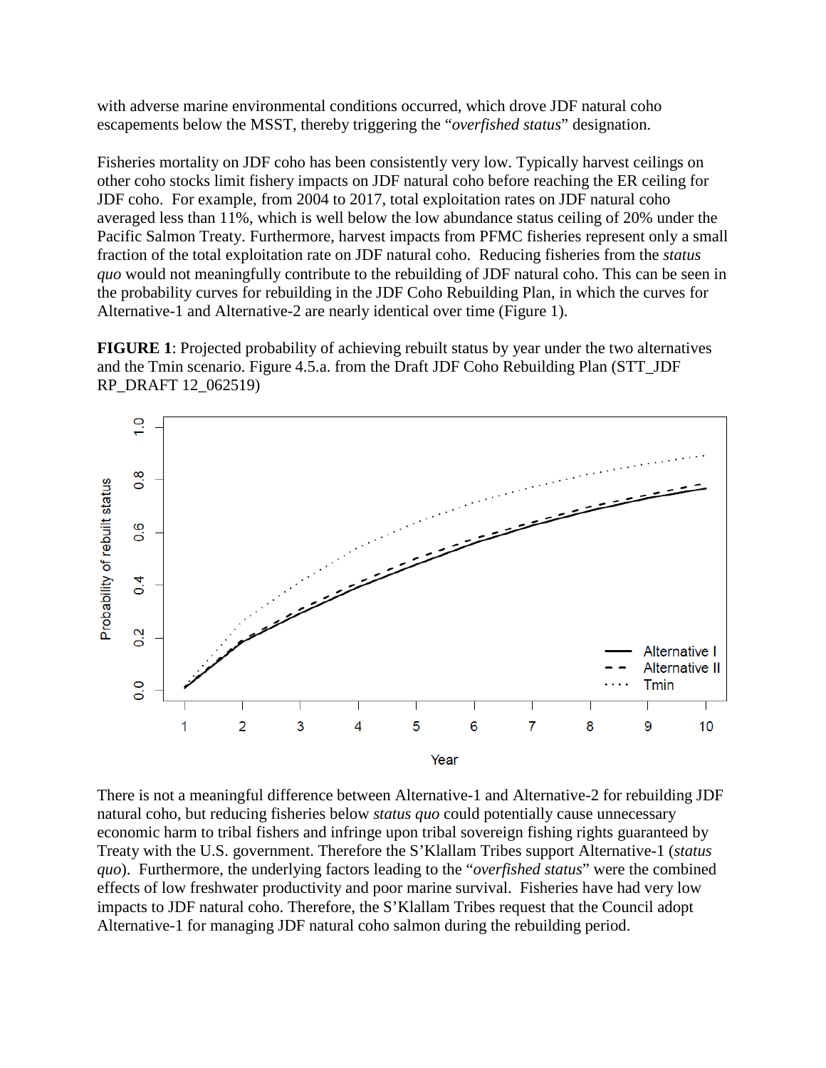with adverse marine environmental conditions occurred, which drove JDF natural coho escapements below the MSST, thereby triggering the "*overfished status*" designation.

Fisheries mortality on JDF coho has been consistently very low. Typically harvest ceilings on other coho stocks limit fishery impacts on JDF natural coho before reaching the ER ceiling for JDF coho. For example, from 2004 to 2017, total exploitation rates on JDF natural coho averaged less than 11%, which is well below the low abundance status ceiling of 20% under the Pacific Salmon Treaty. Furthermore, harvest impacts from PFMC fisheries represent only a small fraction of the total exploitation rate on JDF natural coho. Reducing fisheries from the *status quo* would not meaningfully contribute to the rebuilding of JDF natural coho. This can be seen in the probability curves for rebuilding in the JDF Coho Rebuilding Plan, in which the curves for Alternative-1 and Alternative-2 are nearly identical over time (Figure 1).

**FIGURE 1**: Projected probability of achieving rebuilt status by year under the two alternatives and the Tmin scenario. Figure 4.5.a. from the Draft JDF Coho Rebuilding Plan (STT_JDF RP_DRAFT 12_062519)

Probability of rebuilt status

0.0
0.2
0.4
0.6
0.8
1.0

1
2
3
4
5
6
7
8
9
10

Year

Alternative I
Alternative II
Tmin

There is not a meaningful difference between Alternative-1 and Alternative-2 for rebuilding JDF natural coho, but reducing fisheries below *status quo* could potentially cause unnecessary economic harm to tribal fishers and infringe upon tribal sovereign fishing rights guaranteed by Treaty with the U.S. government. Therefore the S'Klallam Tribes support Alternative-1 (*status quo*). Furthermore, the underlying factors leading to the "*overfished status*" were the combined effects of low freshwater productivity and poor marine survival. Fisheries have had very low impacts to JDF natural coho. Therefore, the S'Klallam Tribes request that the Council adopt Alternative-1 for managing JDF natural coho salmon during the rebuilding period.